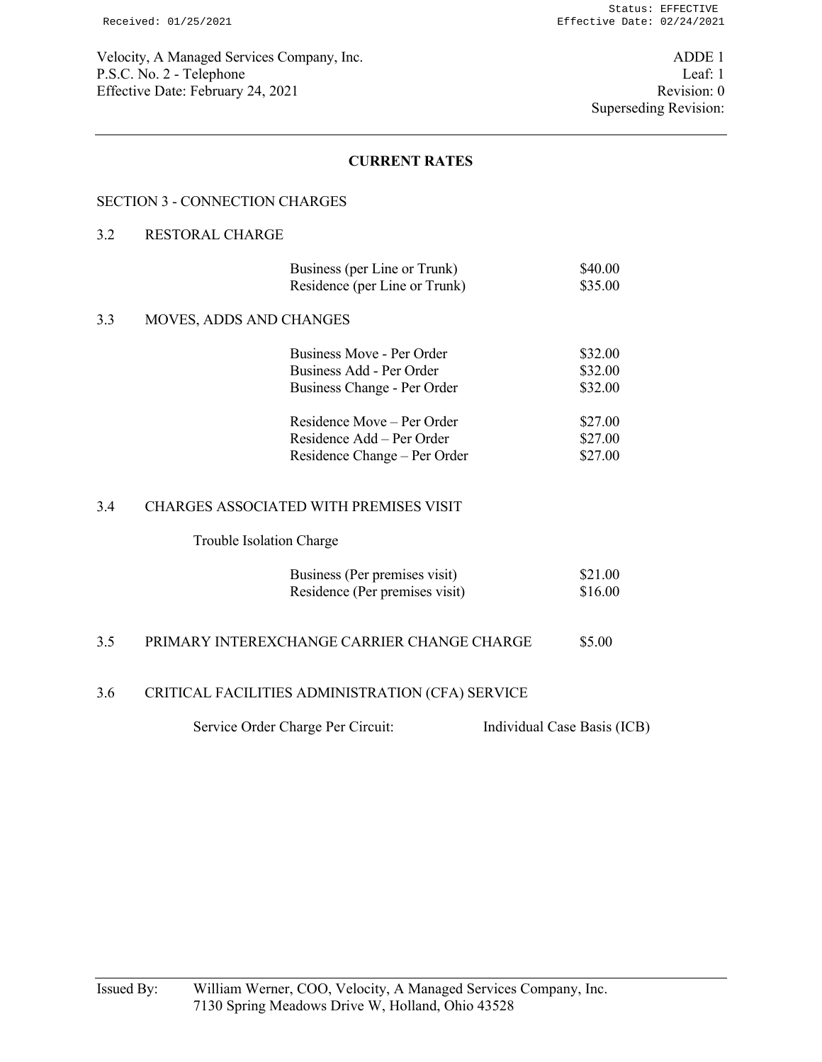Velocity, A Managed Services Company, Inc.
P.S.C. No. 2 - Telephone
Effective Date: February 24, 2021

ADDE 1
Leaf: 1
Revision: 0
Superseding Revision:

## CURRENT RATES

### SECTION 3 - CONNECTION CHARGES

### 3.2 RESTORAL CHARGE

| | |
|---|---|
| Business (per Line or Trunk) | $40.00 |
| Residence (per Line or Trunk) | $35.00 |

### 3.3 MOVES, ADDS AND CHANGES

| | |
|---|---|
| Business Move - Per Order | $32.00 |
| Business Add - Per Order | $32.00 |
| Business Change - Per Order | $32.00 |
| Residence Move – Per Order | $27.00 |
| Residence Add – Per Order | $27.00 |
| Residence Change – Per Order | $27.00 |

### 3.4 CHARGES ASSOCIATED WITH PREMISES VISIT

Trouble Isolation Charge

| | |
|---|---|
| Business (Per premises visit) | $21.00 |
| Residence (Per premises visit) | $16.00 |

### 3.5 PRIMARY INTEREXCHANGE CARRIER CHANGE CHARGE $5.00

### 3.6 CRITICAL FACILITIES ADMINISTRATION (CFA) SERVICE

Service Order Charge Per Circuit: Individual Case Basis (ICB)

Issued By: William Werner, COO, Velocity, A Managed Services Company, Inc.
7130 Spring Meadows Drive W, Holland, Ohio 43528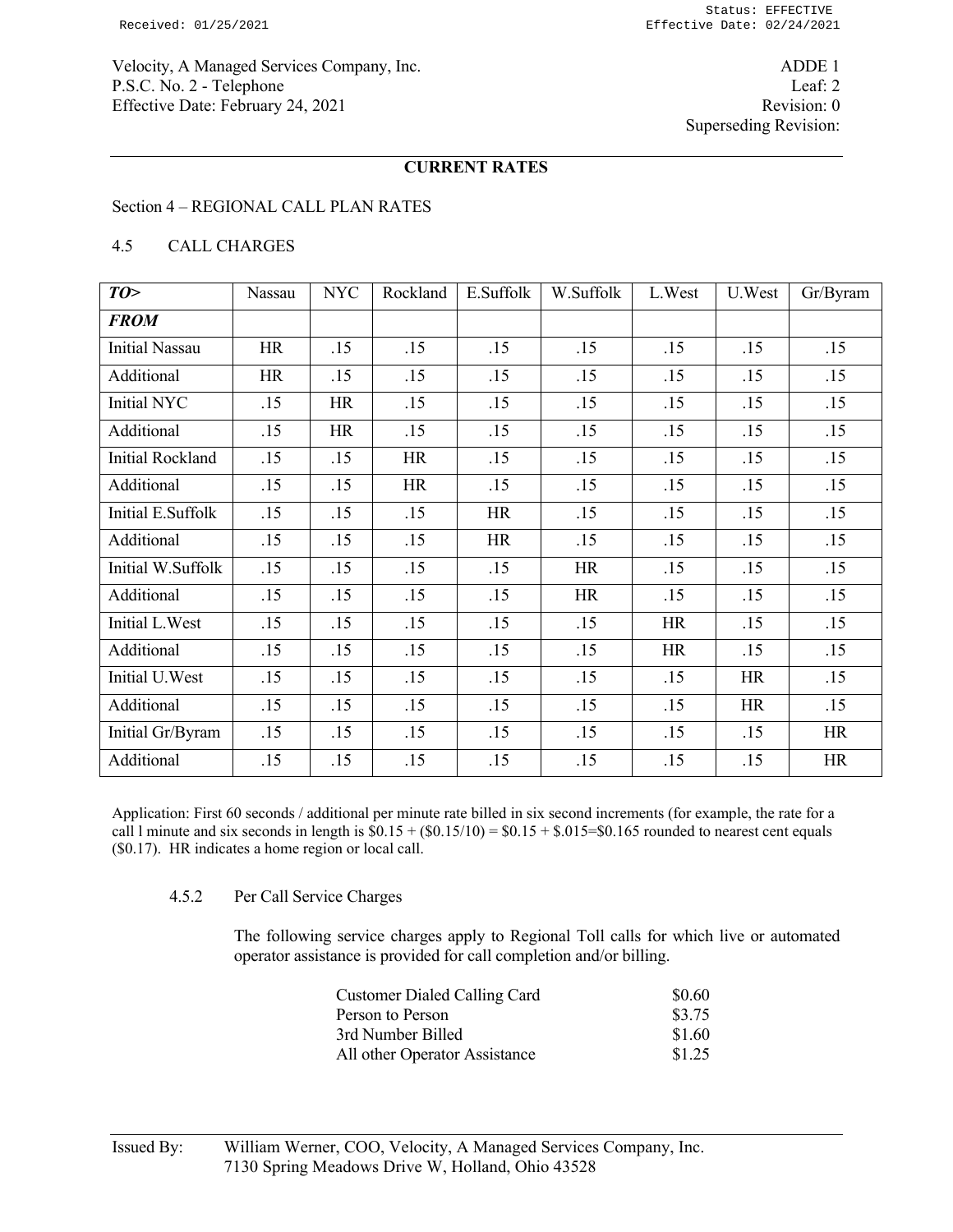Velocity, A Managed Services Company, Inc.
P.S.C. No. 2 - Telephone
Effective Date: February 24, 2021

ADDE 1
Leaf: 2
Revision: 0
Superseding Revision:

**CURRENT RATES**

Section 4 – REGIONAL CALL PLAN RATES

4.5 CALL CHARGES

| *TO>* | Nassau | NYC | Rockland | E.Suffolk | W.Suffolk | L.West | U.West | Gr/Byram |
|---|---|---|---|---|---|---|---|---|
| *FROM* | | | | | | | | |
| Initial Nassau | HR | .15 | .15 | .15 | .15 | .15 | .15 | .15 |
| Additional | HR | .15 | .15 | .15 | .15 | .15 | .15 | .15 |
| Initial NYC | .15 | HR | .15 | .15 | .15 | .15 | .15 | .15 |
| Additional | .15 | HR | .15 | .15 | .15 | .15 | .15 | .15 |
| Initial Rockland | .15 | .15 | HR | .15 | .15 | .15 | .15 | .15 |
| Additional | .15 | .15 | HR | .15 | .15 | .15 | .15 | .15 |
| Initial E.Suffolk | .15 | .15 | .15 | HR | .15 | .15 | .15 | .15 |
| Additional | .15 | .15 | .15 | HR | .15 | .15 | .15 | .15 |
| Initial W.Suffolk | .15 | .15 | .15 | .15 | HR | .15 | .15 | .15 |
| Additional | .15 | .15 | .15 | .15 | HR | .15 | .15 | .15 |
| Initial L.West | .15 | .15 | .15 | .15 | .15 | HR | .15 | .15 |
| Additional | .15 | .15 | .15 | .15 | .15 | HR | .15 | .15 |
| Initial U.West | .15 | .15 | .15 | .15 | .15 | .15 | HR | .15 |
| Additional | .15 | .15 | .15 | .15 | .15 | .15 | HR | .15 |
| Initial Gr/Byram | .15 | .15 | .15 | .15 | .15 | .15 | .15 | HR |
| Additional | .15 | .15 | .15 | .15 | .15 | .15 | .15 | HR |

Application: First 60 seconds / additional per minute rate billed in six second increments (for example, the rate for a call l minute and six seconds in length is $0.15 + ($0.15/10) = $0.15 + $.015=$0.165 rounded to nearest cent equals ($0.17). HR indicates a home region or local call.

4.5.2 Per Call Service Charges

The following service charges apply to Regional Toll calls for which live or automated operator assistance is provided for call completion and/or billing.

| | |
|---|---|
| Customer Dialed Calling Card | $0.60 |
| Person to Person | $3.75 |
| 3rd Number Billed | $1.60 |
| All other Operator Assistance | $1.25 |

Issued By: William Werner, COO, Velocity, A Managed Services Company, Inc.
7130 Spring Meadows Drive W, Holland, Ohio 43528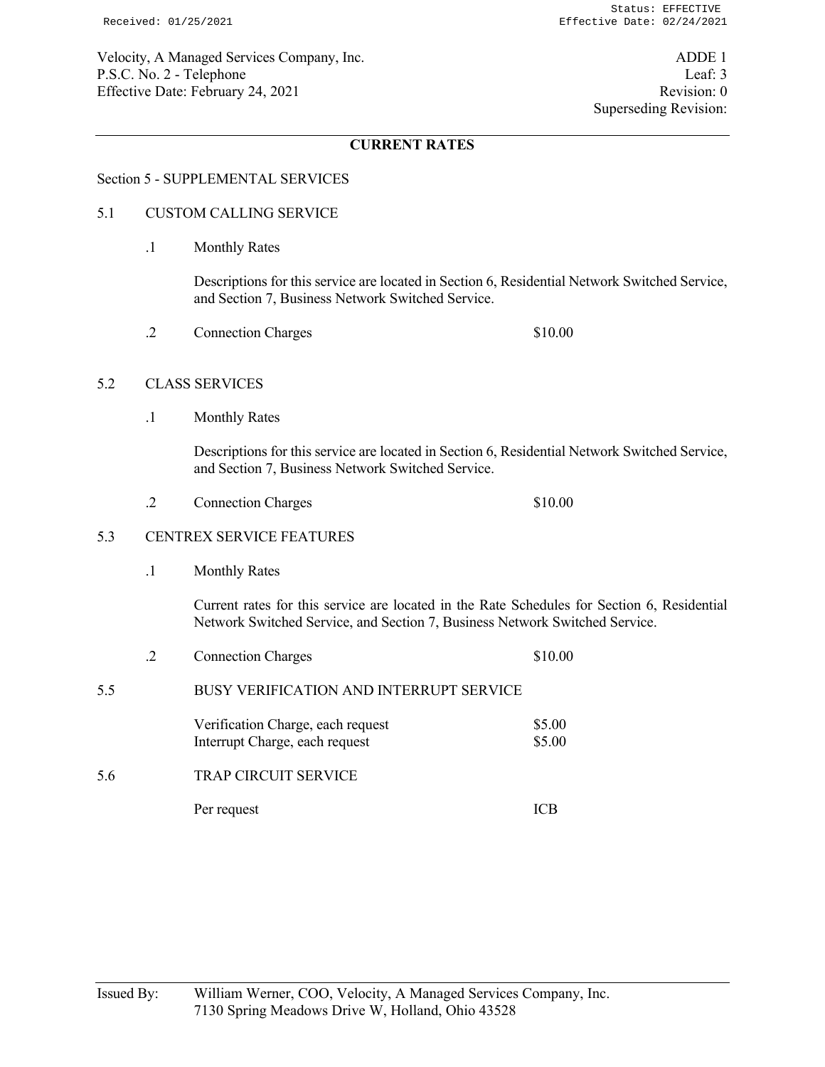Velocity, A Managed Services Company, Inc.
P.S.C. No. 2 - Telephone
Effective Date: February 24, 2021

ADDE 1
Leaf: 3
Revision: 0
Superseding Revision:

## CURRENT RATES

### Section 5 - SUPPLEMENTAL SERVICES

#### 5.1 CUSTOM CALLING SERVICE

.1 Monthly Rates

Descriptions for this service are located in Section 6, Residential Network Switched Service, and Section 7, Business Network Switched Service.

.2 Connection Charges — $10.00

#### 5.2 CLASS SERVICES

.1 Monthly Rates

Descriptions for this service are located in Section 6, Residential Network Switched Service, and Section 7, Business Network Switched Service.

.2 Connection Charges — $10.00

#### 5.3 CENTREX SERVICE FEATURES

.1 Monthly Rates

Current rates for this service are located in the Rate Schedules for Section 6, Residential Network Switched Service, and Section 7, Business Network Switched Service.

.2 Connection Charges — $10.00

#### 5.5 BUSY VERIFICATION AND INTERRUPT SERVICE

| | |
|---|---|
| Verification Charge, each request | $5.00 |
| Interrupt Charge, each request | $5.00 |

#### 5.6 TRAP CIRCUIT SERVICE

| | |
|---|---|
| Per request | ICB |

Issued By: William Werner, COO, Velocity, A Managed Services Company, Inc.
7130 Spring Meadows Drive W, Holland, Ohio 43528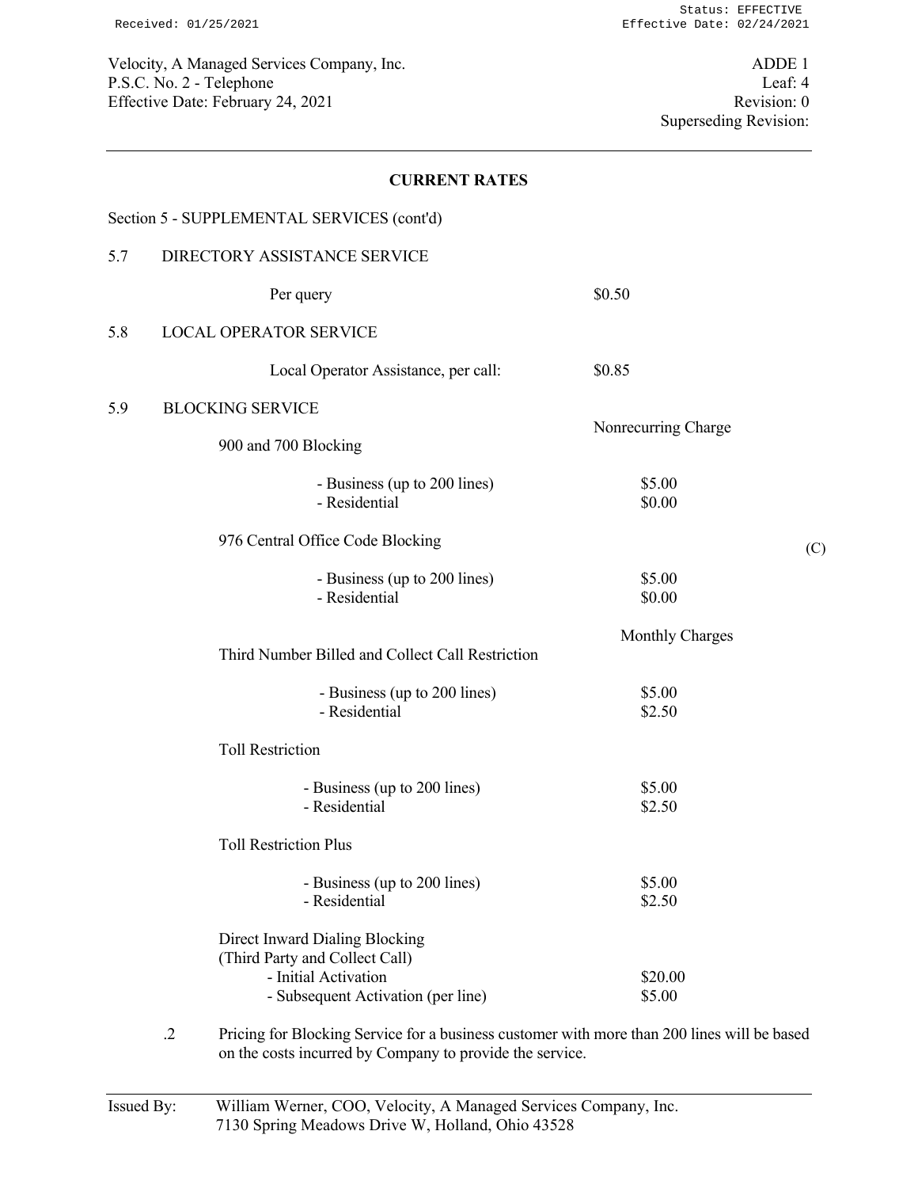Velocity, A Managed Services Company, Inc.
P.S.C. No. 2 - Telephone
Effective Date: February 24, 2021

ADDE 1
Leaf: 4
Revision: 0
Superseding Revision:

## CURRENT RATES

Section 5 - SUPPLEMENTAL SERVICES (cont'd)

### 5.7 DIRECTORY ASSISTANCE SERVICE

| | |
|---|---|
| Per query | $0.50 |

### 5.8 LOCAL OPERATOR SERVICE

| | |
|---|---|
| Local Operator Assistance, per call: | $0.85 |

### 5.9 BLOCKING SERVICE

| | Nonrecurring Charge | |
|---|---|---|
| **900 and 700 Blocking** | | |
| - Business (up to 200 lines) | $5.00 | |
| - Residential | $0.00 | |
| **976 Central Office Code Blocking** | | (C) |
| - Business (up to 200 lines) | $5.00 | |
| - Residential | $0.00 | |

| | Monthly Charges |
|---|---|
| **Third Number Billed and Collect Call Restriction** | |
| - Business (up to 200 lines) | $5.00 |
| - Residential | $2.50 |
| **Toll Restriction** | |
| - Business (up to 200 lines) | $5.00 |
| - Residential | $2.50 |
| **Toll Restriction Plus** | |
| - Business (up to 200 lines) | $5.00 |
| - Residential | $2.50 |
| **Direct Inward Dialing Blocking (Third Party and Collect Call)** | |
| - Initial Activation | $20.00 |
| - Subsequent Activation (per line) | $5.00 |

.2 Pricing for Blocking Service for a business customer with more than 200 lines will be based on the costs incurred by Company to provide the service.

Issued By: William Werner, COO, Velocity, A Managed Services Company, Inc.
7130 Spring Meadows Drive W, Holland, Ohio 43528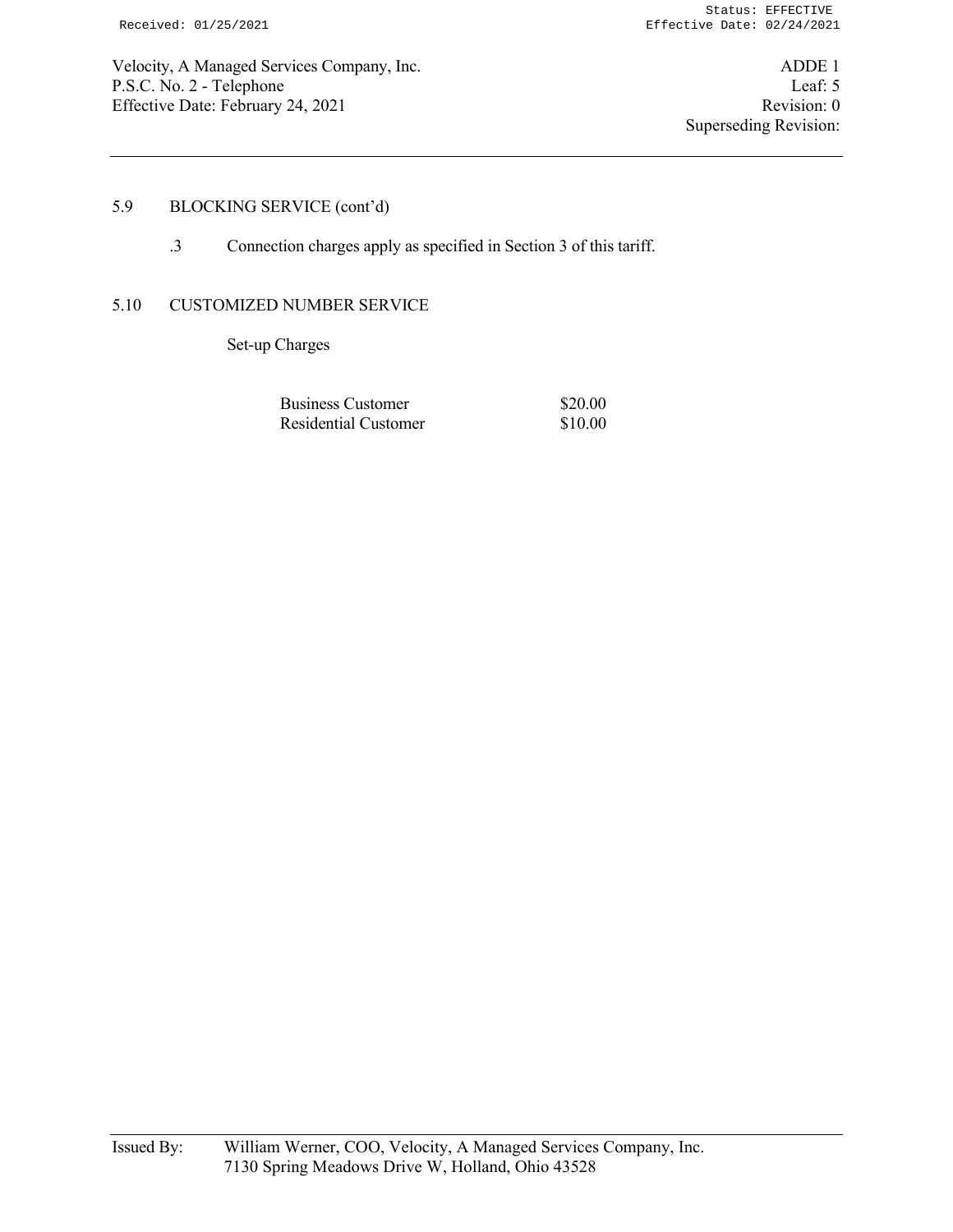## 5.9 BLOCKING SERVICE (cont'd)

.3 Connection charges apply as specified in Section 3 of this tariff.

## 5.10 CUSTOMIZED NUMBER SERVICE

Set-up Charges

| | |
|---|---|
| Business Customer | $20.00 |
| Residential Customer | $10.00 |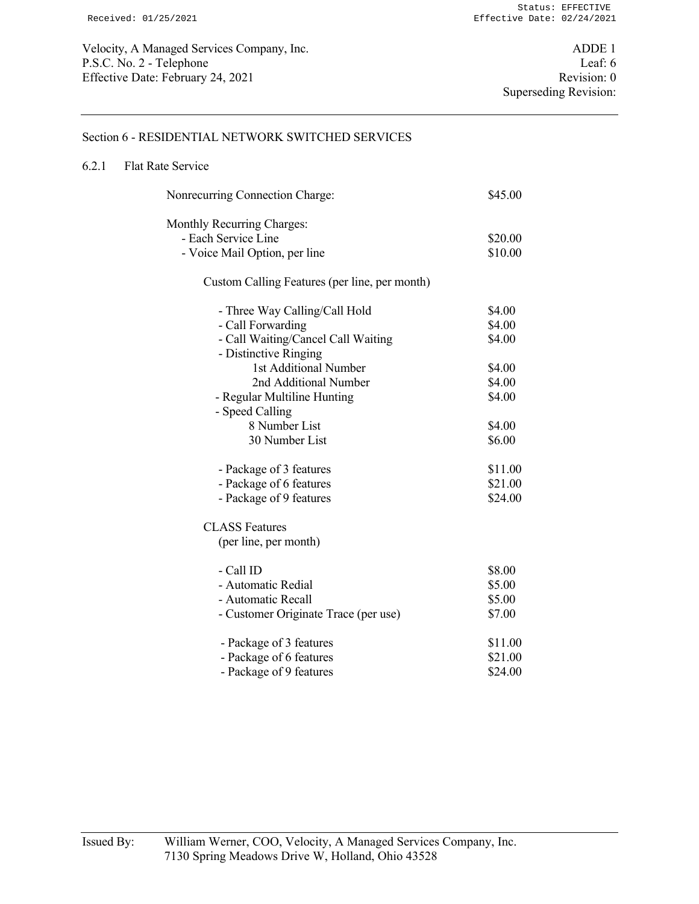## Section 6 - RESIDENTIAL NETWORK SWITCHED SERVICES

### 6.2.1 Flat Rate Service

| | |
|---|---|
| Nonrecurring Connection Charge: | $45.00 |
| **Monthly Recurring Charges:** | |
| - Each Service Line | $20.00 |
| - Voice Mail Option, per line | $10.00 |
| **Custom Calling Features (per line, per month)** | |
| - Three Way Calling/Call Hold | $4.00 |
| - Call Forwarding | $4.00 |
| - Call Waiting/Cancel Call Waiting | $4.00 |
| - Distinctive Ringing | |
| 1st Additional Number | $4.00 |
| 2nd Additional Number | $4.00 |
| - Regular Multiline Hunting | $4.00 |
| - Speed Calling | |
| 8 Number List | $4.00 |
| 30 Number List | $6.00 |
| - Package of 3 features | $11.00 |
| - Package of 6 features | $21.00 |
| - Package of 9 features | $24.00 |
| **CLASS Features (per line, per month)** | |
| - Call ID | $8.00 |
| - Automatic Redial | $5.00 |
| - Automatic Recall | $5.00 |
| - Customer Originate Trace (per use) | $7.00 |
| - Package of 3 features | $11.00 |
| - Package of 6 features | $21.00 |
| - Package of 9 features | $24.00 |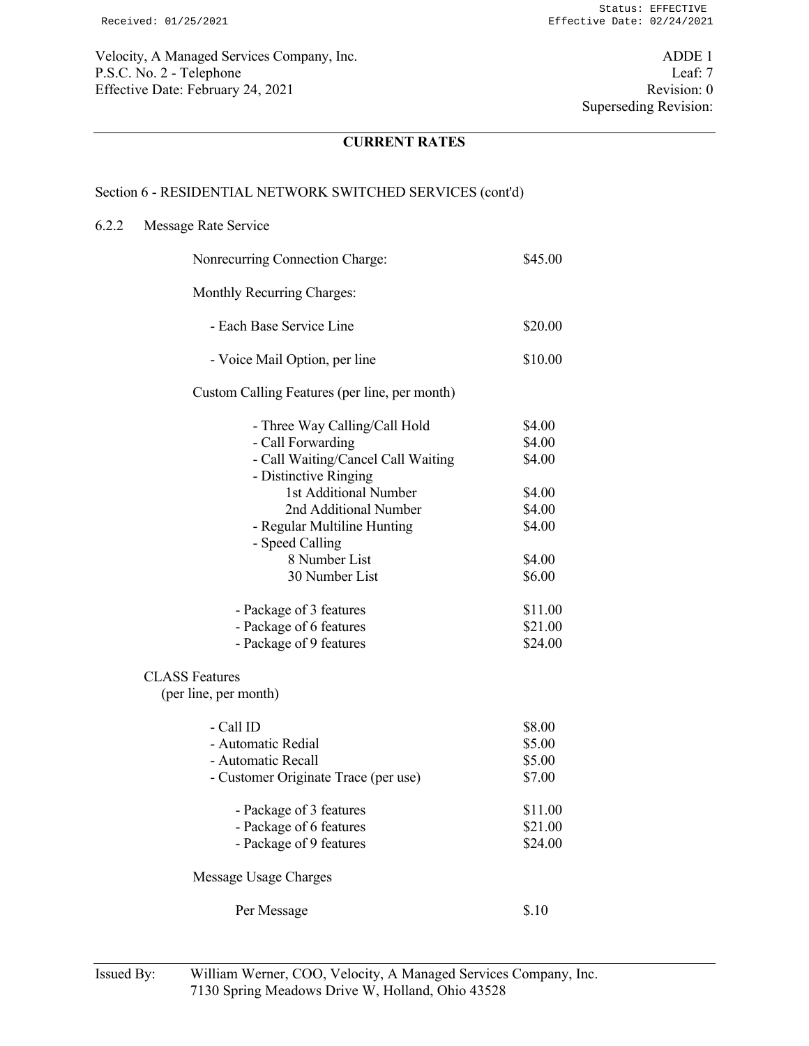Velocity, A Managed Services Company, Inc.
P.S.C. No. 2 - Telephone
Effective Date: February 24, 2021

ADDE 1
Leaf: 7
Revision: 0
Superseding Revision:

## CURRENT RATES

### Section 6 - RESIDENTIAL NETWORK SWITCHED SERVICES (cont'd)

#### 6.2.2 Message Rate Service

| | |
|---|---|
| Nonrecurring Connection Charge: | $45.00 |
| Monthly Recurring Charges: | |
| - Each Base Service Line | $20.00 |
| - Voice Mail Option, per line | $10.00 |
| Custom Calling Features (per line, per month) | |
| - Three Way Calling/Call Hold | $4.00 |
| - Call Forwarding | $4.00 |
| - Call Waiting/Cancel Call Waiting | $4.00 |
| - Distinctive Ringing | |
| 1st Additional Number | $4.00 |
| 2nd Additional Number | $4.00 |
| - Regular Multiline Hunting | $4.00 |
| - Speed Calling | |
| 8 Number List | $4.00 |
| 30 Number List | $6.00 |
| - Package of 3 features | $11.00 |
| - Package of 6 features | $21.00 |
| - Package of 9 features | $24.00 |
| CLASS Features (per line, per month) | |
| - Call ID | $8.00 |
| - Automatic Redial | $5.00 |
| - Automatic Recall | $5.00 |
| - Customer Originate Trace (per use) | $7.00 |
| - Package of 3 features | $11.00 |
| - Package of 6 features | $21.00 |
| - Package of 9 features | $24.00 |
| Message Usage Charges | |
| Per Message | $.10 |

Issued By: William Werner, COO, Velocity, A Managed Services Company, Inc.
7130 Spring Meadows Drive W, Holland, Ohio 43528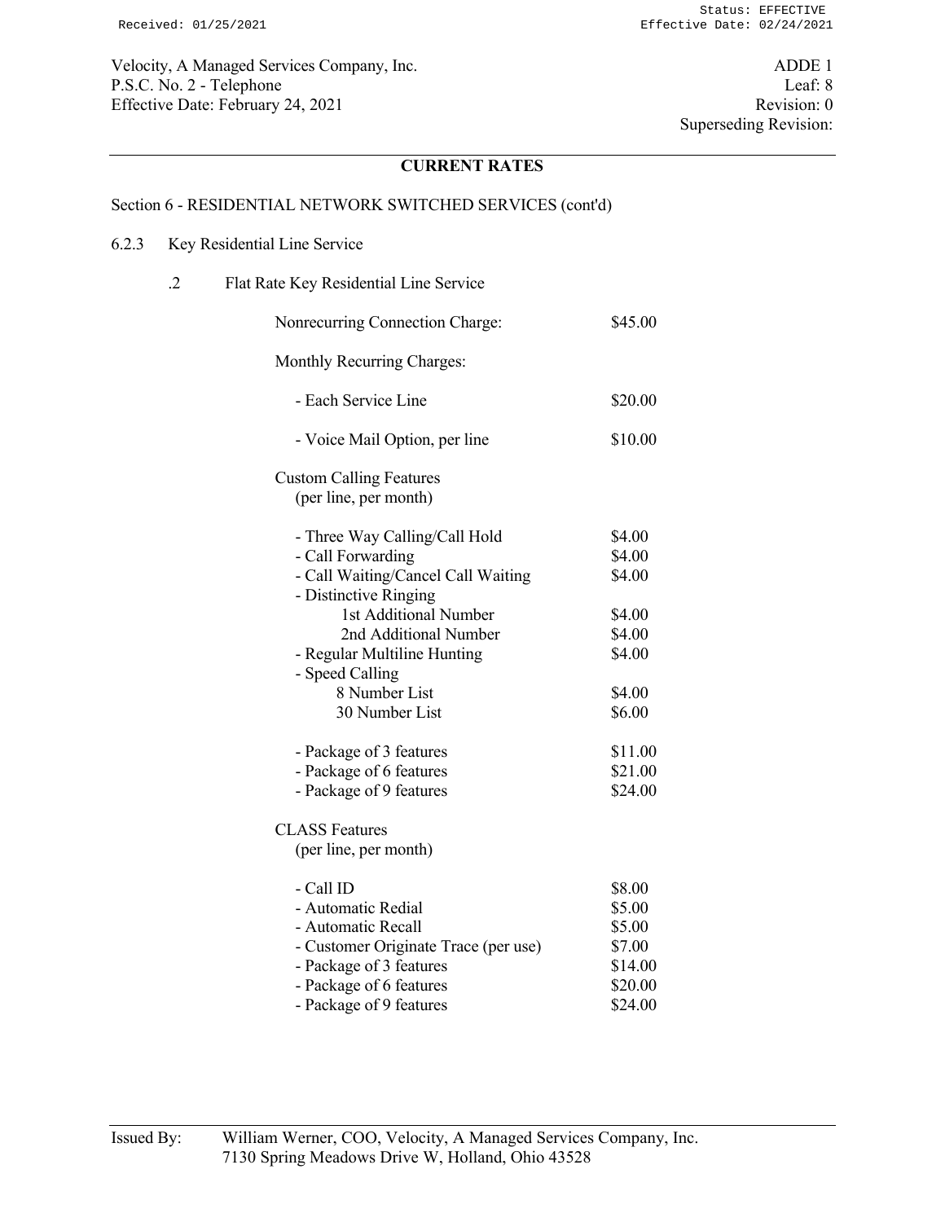## CURRENT RATES

Section 6 - RESIDENTIAL NETWORK SWITCHED SERVICES (cont'd)

6.2.3 Key Residential Line Service

.2 Flat Rate Key Residential Line Service

| | |
|---|---|
| Nonrecurring Connection Charge: | $45.00 |
| Monthly Recurring Charges: | |
| - Each Service Line | $20.00 |
| - Voice Mail Option, per line | $10.00 |
| Custom Calling Features (per line, per month) | |
| - Three Way Calling/Call Hold | $4.00 |
| - Call Forwarding | $4.00 |
| - Call Waiting/Cancel Call Waiting | $4.00 |
| - Distinctive Ringing | |
| 1st Additional Number | $4.00 |
| 2nd Additional Number | $4.00 |
| - Regular Multiline Hunting | $4.00 |
| - Speed Calling | |
| 8 Number List | $4.00 |
| 30 Number List | $6.00 |
| - Package of 3 features | $11.00 |
| - Package of 6 features | $21.00 |
| - Package of 9 features | $24.00 |
| CLASS Features (per line, per month) | |
| - Call ID | $8.00 |
| - Automatic Redial | $5.00 |
| - Automatic Recall | $5.00 |
| - Customer Originate Trace (per use) | $7.00 |
| - Package of 3 features | $14.00 |
| - Package of 6 features | $20.00 |
| - Package of 9 features | $24.00 |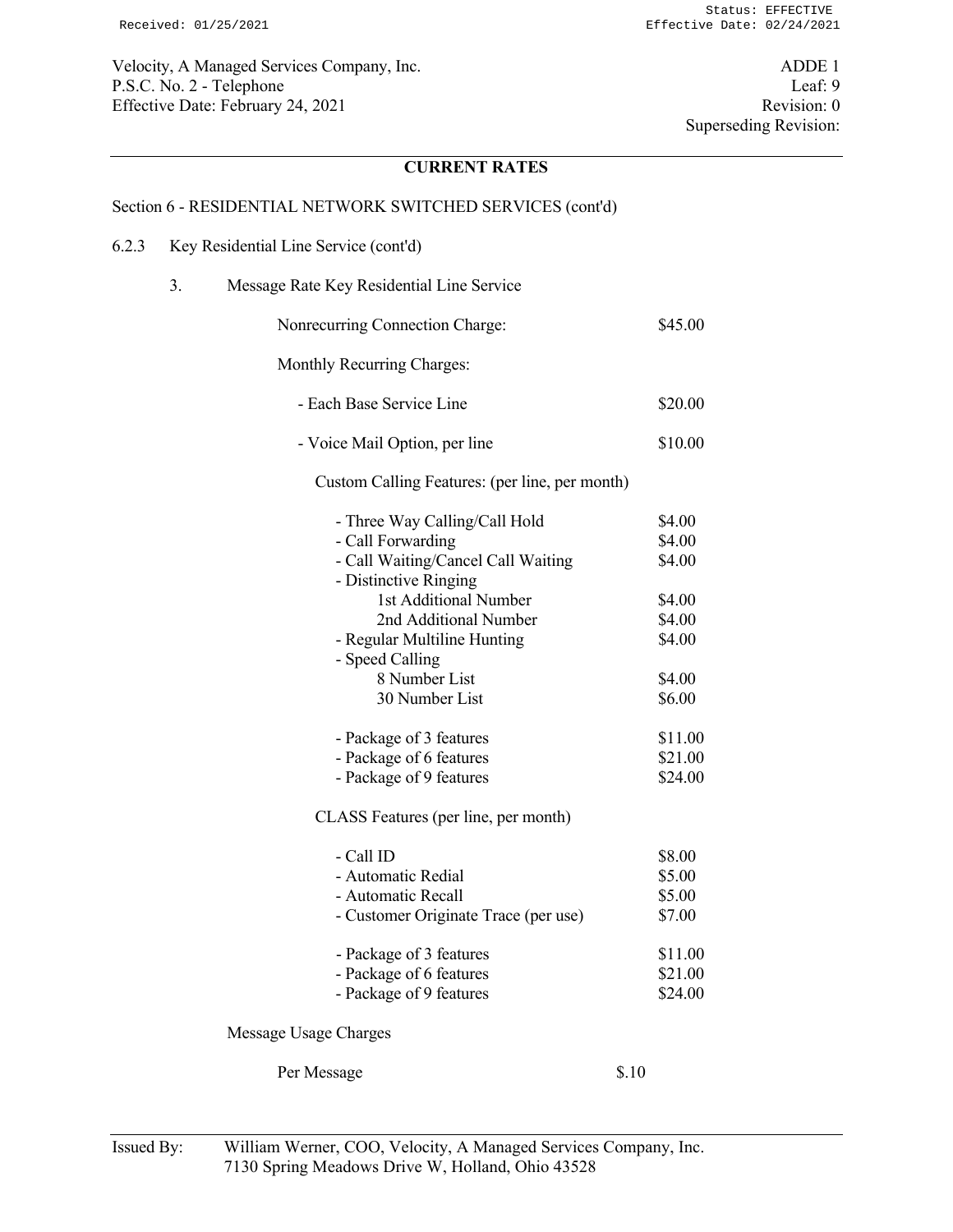Velocity, A Managed Services Company, Inc.
P.S.C. No. 2 - Telephone
Effective Date: February 24, 2021

ADDE 1
Leaf: 9
Revision: 0
Superseding Revision:

## CURRENT RATES

Section 6 - RESIDENTIAL NETWORK SWITCHED SERVICES (cont'd)

6.2.3 Key Residential Line Service (cont'd)

3. Message Rate Key Residential Line Service

| | |
|---|---|
| Nonrecurring Connection Charge: | $45.00 |
| Monthly Recurring Charges: | |
| - Each Base Service Line | $20.00 |
| - Voice Mail Option, per line | $10.00 |

Custom Calling Features: (per line, per month)

| | |
|---|---|
| - Three Way Calling/Call Hold | $4.00 |
| - Call Forwarding | $4.00 |
| - Call Waiting/Cancel Call Waiting | $4.00 |
| - Distinctive Ringing | |
| 1st Additional Number | $4.00 |
| 2nd Additional Number | $4.00 |
| - Regular Multiline Hunting | $4.00 |
| - Speed Calling | |
| 8 Number List | $4.00 |
| 30 Number List | $6.00 |
| - Package of 3 features | $11.00 |
| - Package of 6 features | $21.00 |
| - Package of 9 features | $24.00 |

CLASS Features (per line, per month)

| | |
|---|---|
| - Call ID | $8.00 |
| - Automatic Redial | $5.00 |
| - Automatic Recall | $5.00 |
| - Customer Originate Trace (per use) | $7.00 |
| - Package of 3 features | $11.00 |
| - Package of 6 features | $21.00 |
| - Package of 9 features | $24.00 |

Message Usage Charges

| | |
|---|---|
| Per Message | $.10 |

Issued By: William Werner, COO, Velocity, A Managed Services Company, Inc.
7130 Spring Meadows Drive W, Holland, Ohio 43528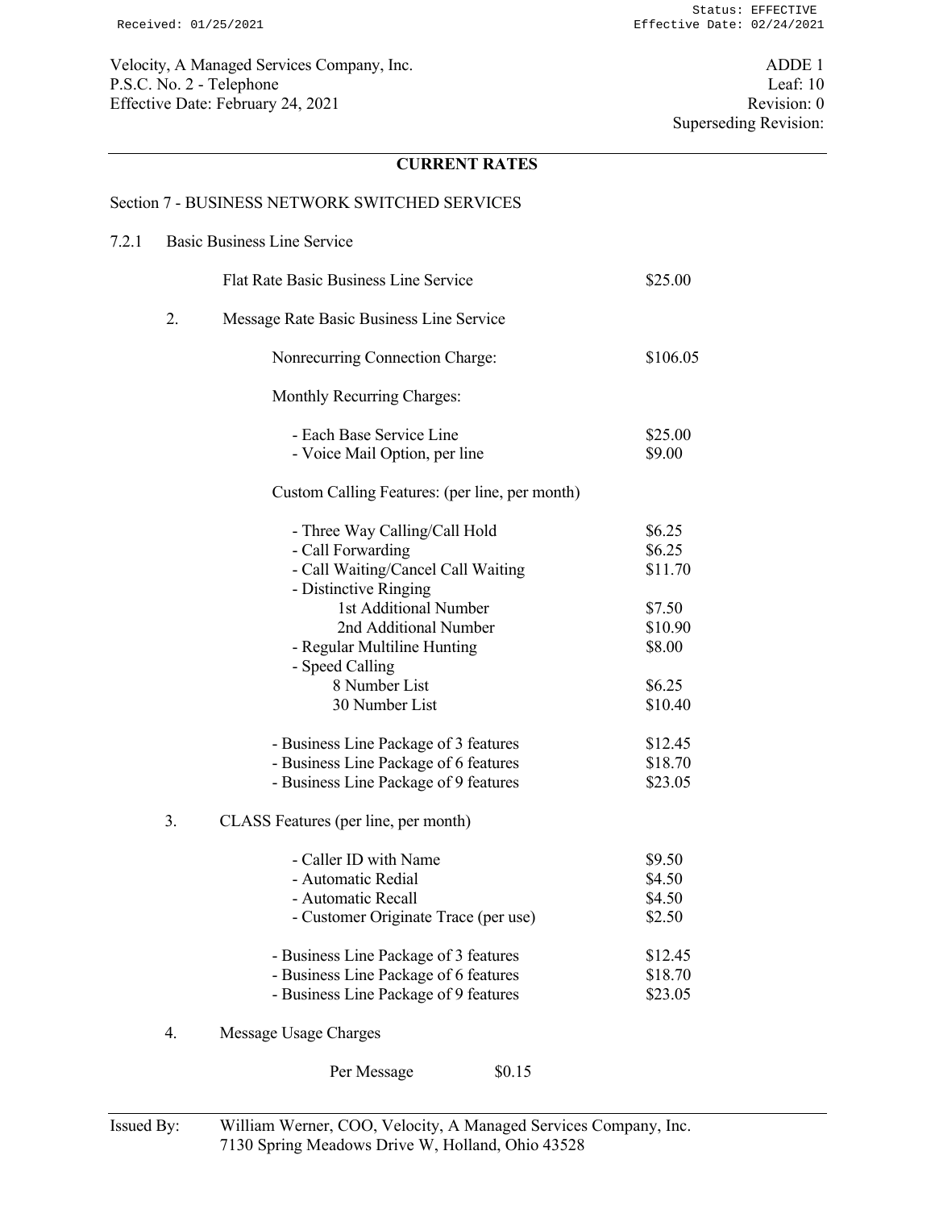Velocity, A Managed Services Company, Inc.
P.S.C. No. 2 - Telephone
Effective Date: February 24, 2021

ADDE 1
Leaf: 10
Revision: 0
Superseding Revision:

## CURRENT RATES

### Section 7 - BUSINESS NETWORK SWITCHED SERVICES

7.2.1 Basic Business Line Service

| | |
|---|---|
| Flat Rate Basic Business Line Service | $25.00 |

2. Message Rate Basic Business Line Service

| | |
|---|---|
| Nonrecurring Connection Charge: | $106.05 |
| Monthly Recurring Charges: | |
| - Each Base Service Line | $25.00 |
| - Voice Mail Option, per line | $9.00 |
| Custom Calling Features: (per line, per month) | |
| - Three Way Calling/Call Hold | $6.25 |
| - Call Forwarding | $6.25 |
| - Call Waiting/Cancel Call Waiting | $11.70 |
| - Distinctive Ringing | |
| 1st Additional Number | $7.50 |
| 2nd Additional Number | $10.90 |
| - Regular Multiline Hunting | $8.00 |
| - Speed Calling | |
| 8 Number List | $6.25 |
| 30 Number List | $10.40 |
| - Business Line Package of 3 features | $12.45 |
| - Business Line Package of 6 features | $18.70 |
| - Business Line Package of 9 features | $23.05 |

3. CLASS Features (per line, per month)

| | |
|---|---|
| - Caller ID with Name | $9.50 |
| - Automatic Redial | $4.50 |
| - Automatic Recall | $4.50 |
| - Customer Originate Trace (per use) | $2.50 |
| - Business Line Package of 3 features | $12.45 |
| - Business Line Package of 6 features | $18.70 |
| - Business Line Package of 9 features | $23.05 |

4. Message Usage Charges

| | |
|---|---|
| Per Message | $0.15 |

Issued By: William Werner, COO, Velocity, A Managed Services Company, Inc.
7130 Spring Meadows Drive W, Holland, Ohio 43528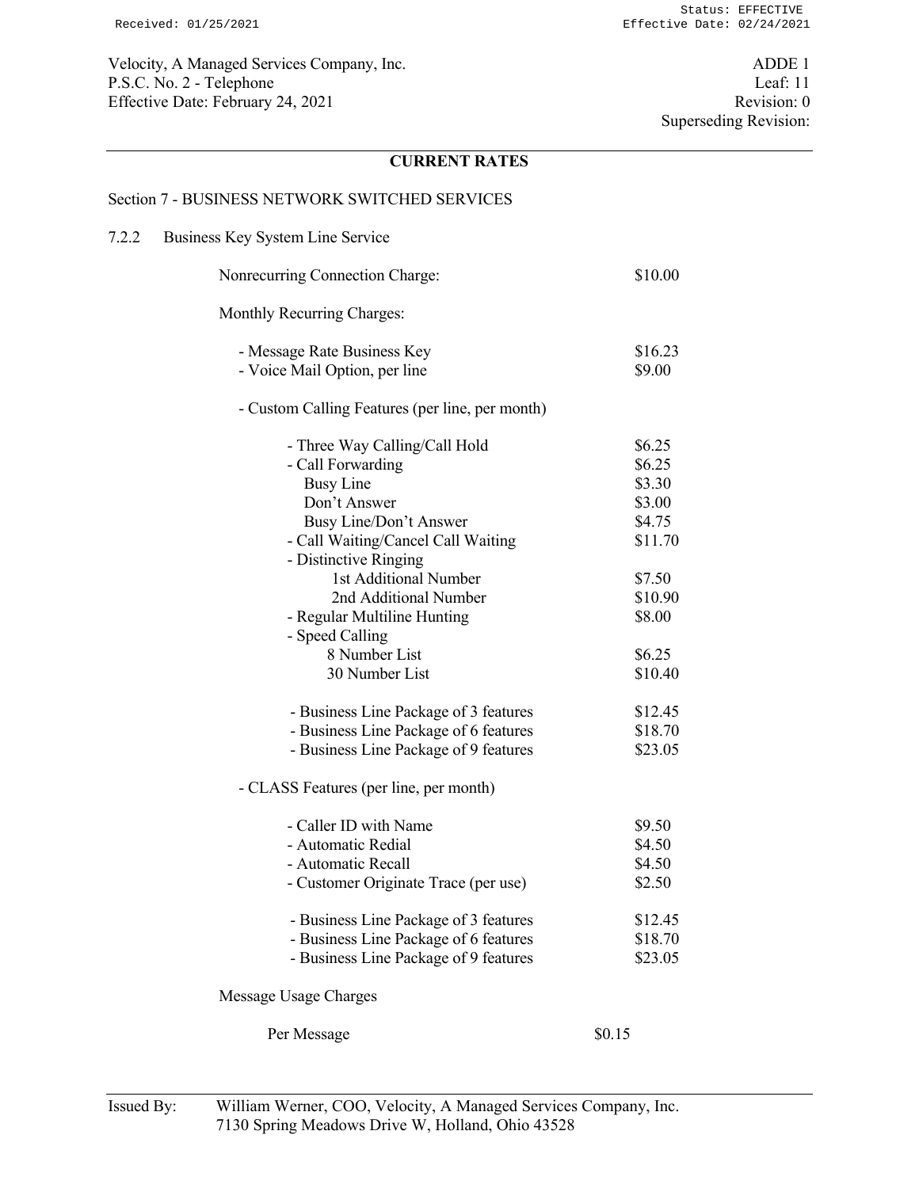Velocity, A Managed Services Company, Inc.
P.S.C. No. 2 - Telephone
Effective Date: February 24, 2021

ADDE 1
Leaf: 11
Revision: 0
Superseding Revision:

## CURRENT RATES

### Section 7 - BUSINESS NETWORK SWITCHED SERVICES

7.2.2 Business Key System Line Service

Nonrecurring Connection Charge: $10.00

Monthly Recurring Charges:

| | |
|---|---|
| - Message Rate Business Key | $16.23 |
| - Voice Mail Option, per line | $9.00 |

- Custom Calling Features (per line, per month)

| | |
|---|---|
| - Three Way Calling/Call Hold | $6.25 |
| - Call Forwarding | $6.25 |
| Busy Line | $3.30 |
| Don't Answer | $3.00 |
| Busy Line/Don't Answer | $4.75 |
| - Call Waiting/Cancel Call Waiting | $11.70 |
| - Distinctive Ringing | |
| 1st Additional Number | $7.50 |
| 2nd Additional Number | $10.90 |
| - Regular Multiline Hunting | $8.00 |
| - Speed Calling | |
| 8 Number List | $6.25 |
| 30 Number List | $10.40 |
| - Business Line Package of 3 features | $12.45 |
| - Business Line Package of 6 features | $18.70 |
| - Business Line Package of 9 features | $23.05 |

- CLASS Features (per line, per month)

| | |
|---|---|
| - Caller ID with Name | $9.50 |
| - Automatic Redial | $4.50 |
| - Automatic Recall | $4.50 |
| - Customer Originate Trace (per use) | $2.50 |
| - Business Line Package of 3 features | $12.45 |
| - Business Line Package of 6 features | $18.70 |
| - Business Line Package of 9 features | $23.05 |

Message Usage Charges

Per Message $0.15

Issued By: William Werner, COO, Velocity, A Managed Services Company, Inc.
7130 Spring Meadows Drive W, Holland, Ohio 43528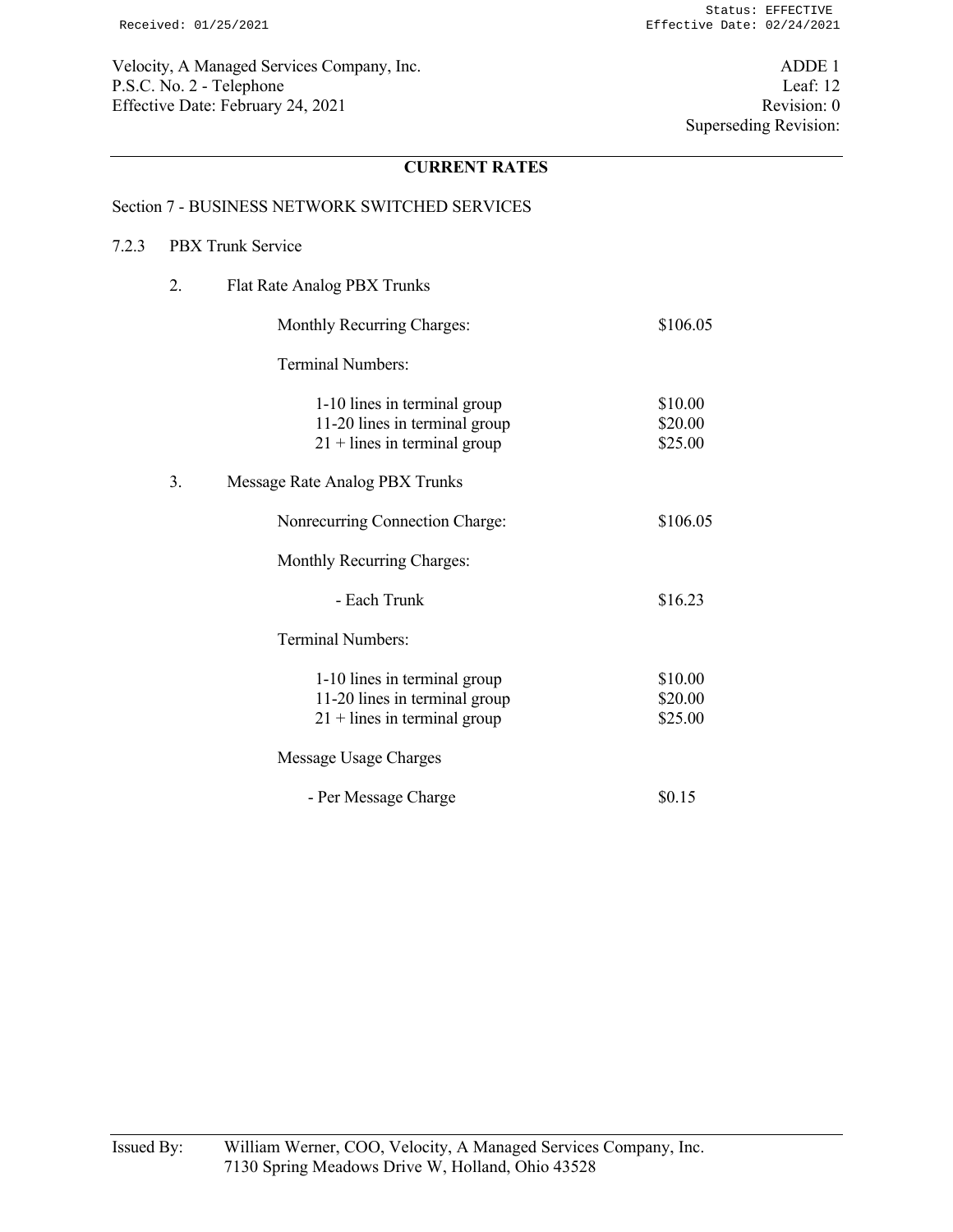Velocity, A Managed Services Company, Inc.
P.S.C. No. 2 - Telephone
Effective Date: February 24, 2021

ADDE 1
Leaf: 12
Revision: 0
Superseding Revision:

## CURRENT RATES

### Section 7 - BUSINESS NETWORK SWITCHED SERVICES

7.2.3 PBX Trunk Service

2. Flat Rate Analog PBX Trunks

| | |
|---|---|
| Monthly Recurring Charges: | $106.05 |
| Terminal Numbers: | |
| 1-10 lines in terminal group | $10.00 |
| 11-20 lines in terminal group | $20.00 |
| 21 + lines in terminal group | $25.00 |

3. Message Rate Analog PBX Trunks

| | |
|---|---|
| Nonrecurring Connection Charge: | $106.05 |
| Monthly Recurring Charges: | |
| - Each Trunk | $16.23 |
| Terminal Numbers: | |
| 1-10 lines in terminal group | $10.00 |
| 11-20 lines in terminal group | $20.00 |
| 21 + lines in terminal group | $25.00 |
| Message Usage Charges | |
| - Per Message Charge | $0.15 |

Issued By: William Werner, COO, Velocity, A Managed Services Company, Inc.
7130 Spring Meadows Drive W, Holland, Ohio 43528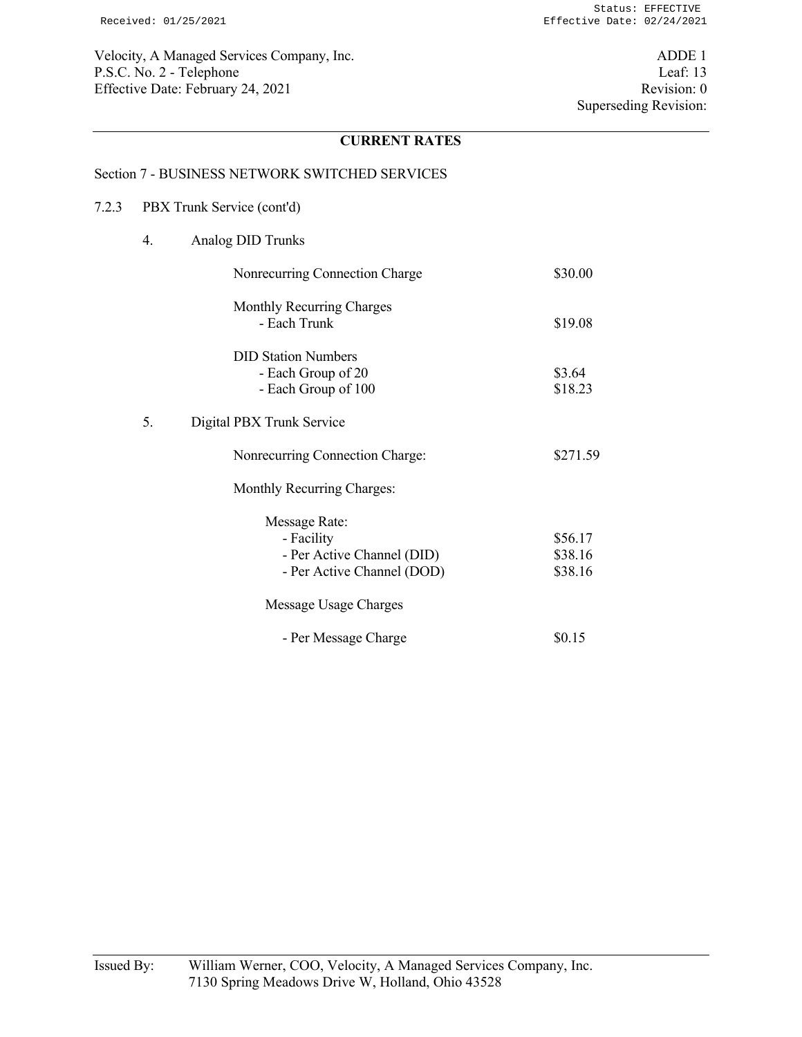Velocity, A Managed Services Company, Inc.
P.S.C. No. 2 - Telephone
Effective Date: February 24, 2021

ADDE 1
Leaf: 13
Revision: 0
Superseding Revision:

## CURRENT RATES

### Section 7 - BUSINESS NETWORK SWITCHED SERVICES

7.2.3 PBX Trunk Service (cont'd)

4. Analog DID Trunks

| | |
|---|---|
| Nonrecurring Connection Charge | $30.00 |
| Monthly Recurring Charges | |
| - Each Trunk | $19.08 |
| DID Station Numbers | |
| - Each Group of 20 | $3.64 |
| - Each Group of 100 | $18.23 |

5. Digital PBX Trunk Service

| | |
|---|---|
| Nonrecurring Connection Charge: | $271.59 |
| Monthly Recurring Charges: | |
| Message Rate: | |
| - Facility | $56.17 |
| - Per Active Channel (DID) | $38.16 |
| - Per Active Channel (DOD) | $38.16 |
| Message Usage Charges | |
| - Per Message Charge | $0.15 |

Issued By: William Werner, COO, Velocity, A Managed Services Company, Inc.
7130 Spring Meadows Drive W, Holland, Ohio 43528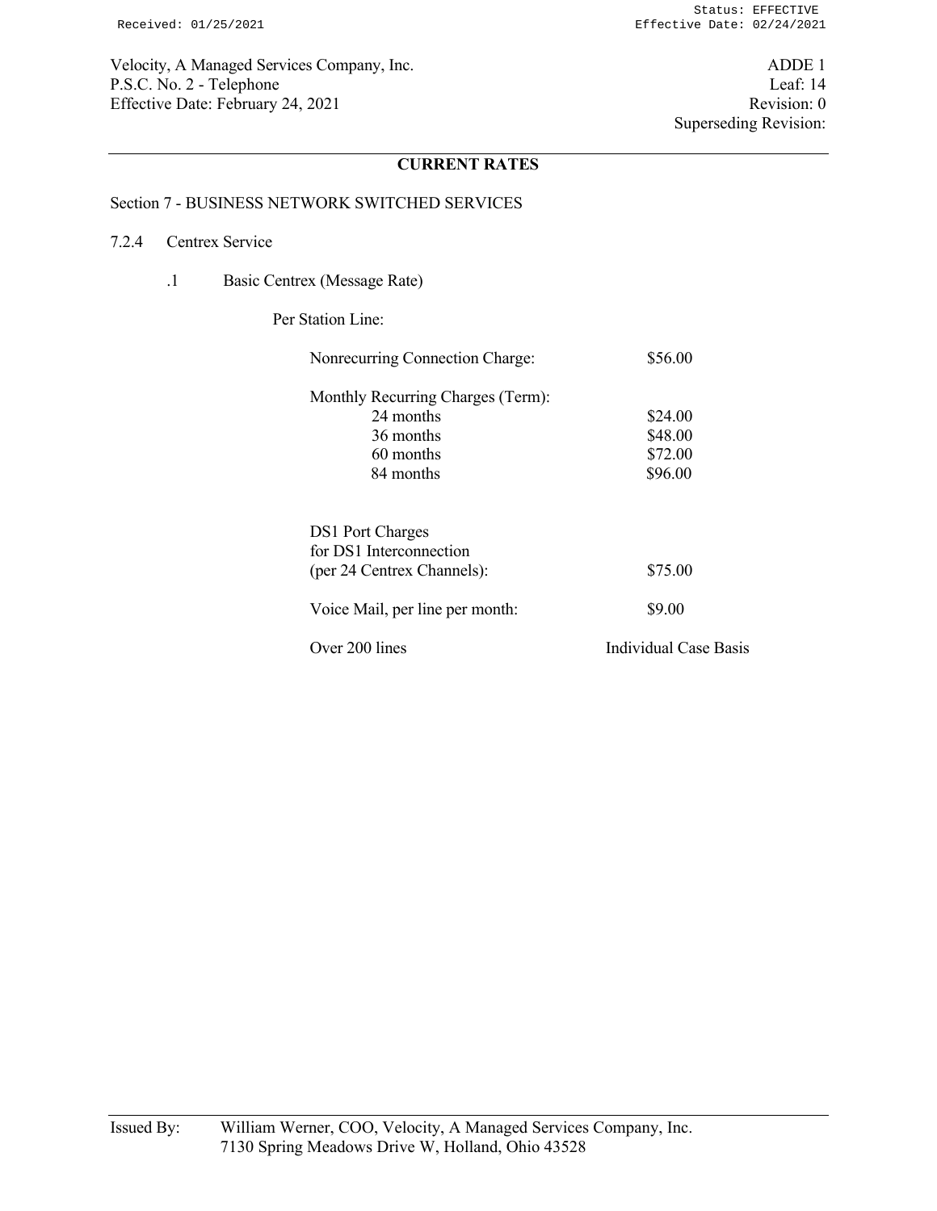## CURRENT RATES

### Section 7 - BUSINESS NETWORK SWITCHED SERVICES

7.2.4 Centrex Service

.1 Basic Centrex (Message Rate)

Per Station Line:

| | |
|---|---|
| Nonrecurring Connection Charge: | \$56.00 |
| Monthly Recurring Charges (Term): | |
| 24 months | \$24.00 |
| 36 months | \$48.00 |
| 60 months | \$72.00 |
| 84 months | \$96.00 |
| DS1 Port Charges for DS1 Interconnection (per 24 Centrex Channels): | \$75.00 |
| Voice Mail, per line per month: | \$9.00 |
| Over 200 lines | Individual Case Basis |